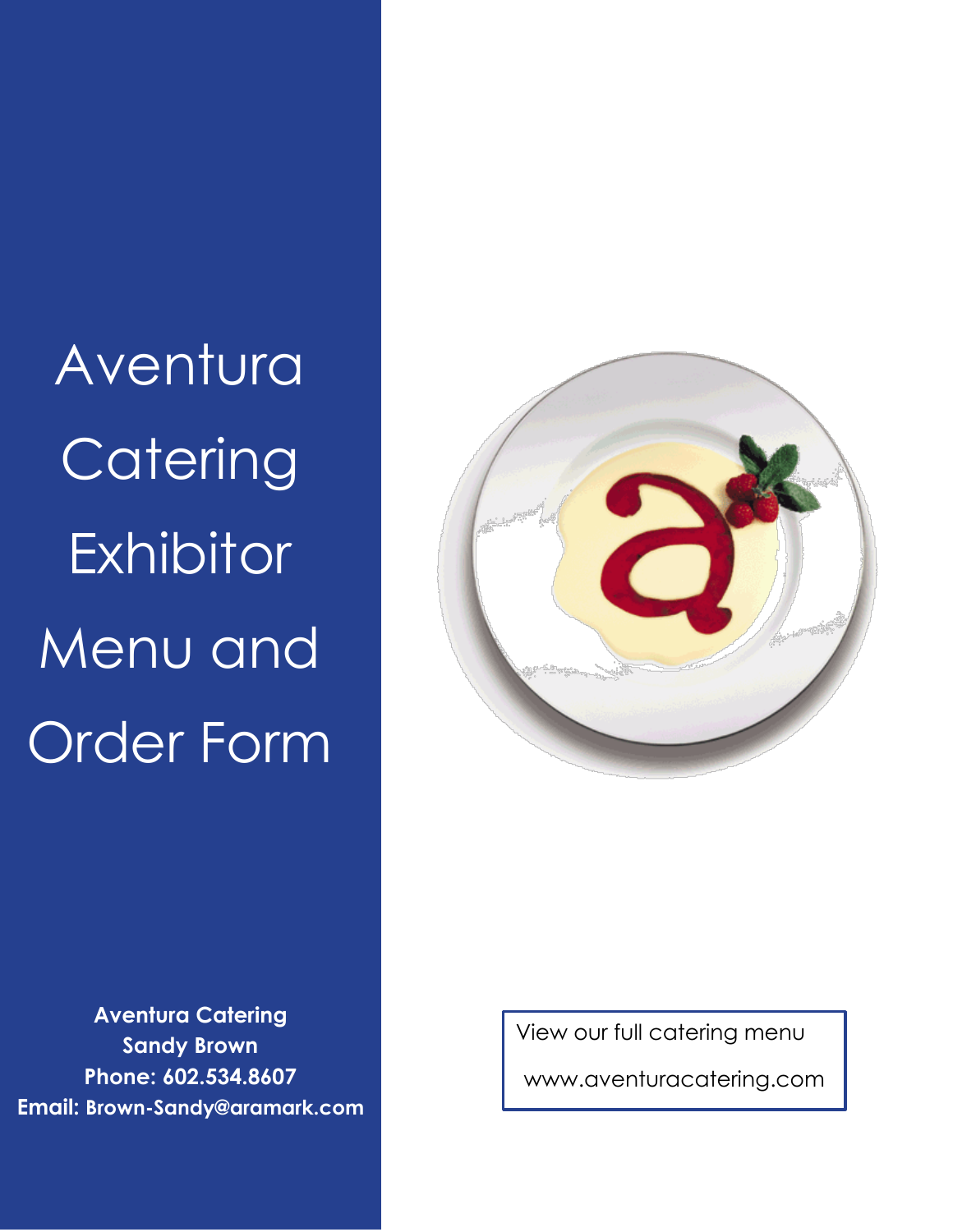# Aventura Catering Exhibitor Menu and Order Form

**Aventura Catering**
**Sandy Brown**
**Phone: 602.534.8607**
**Email: Brown-Sandy@aramark.com**

View our full catering menu

www.aventuracatering.com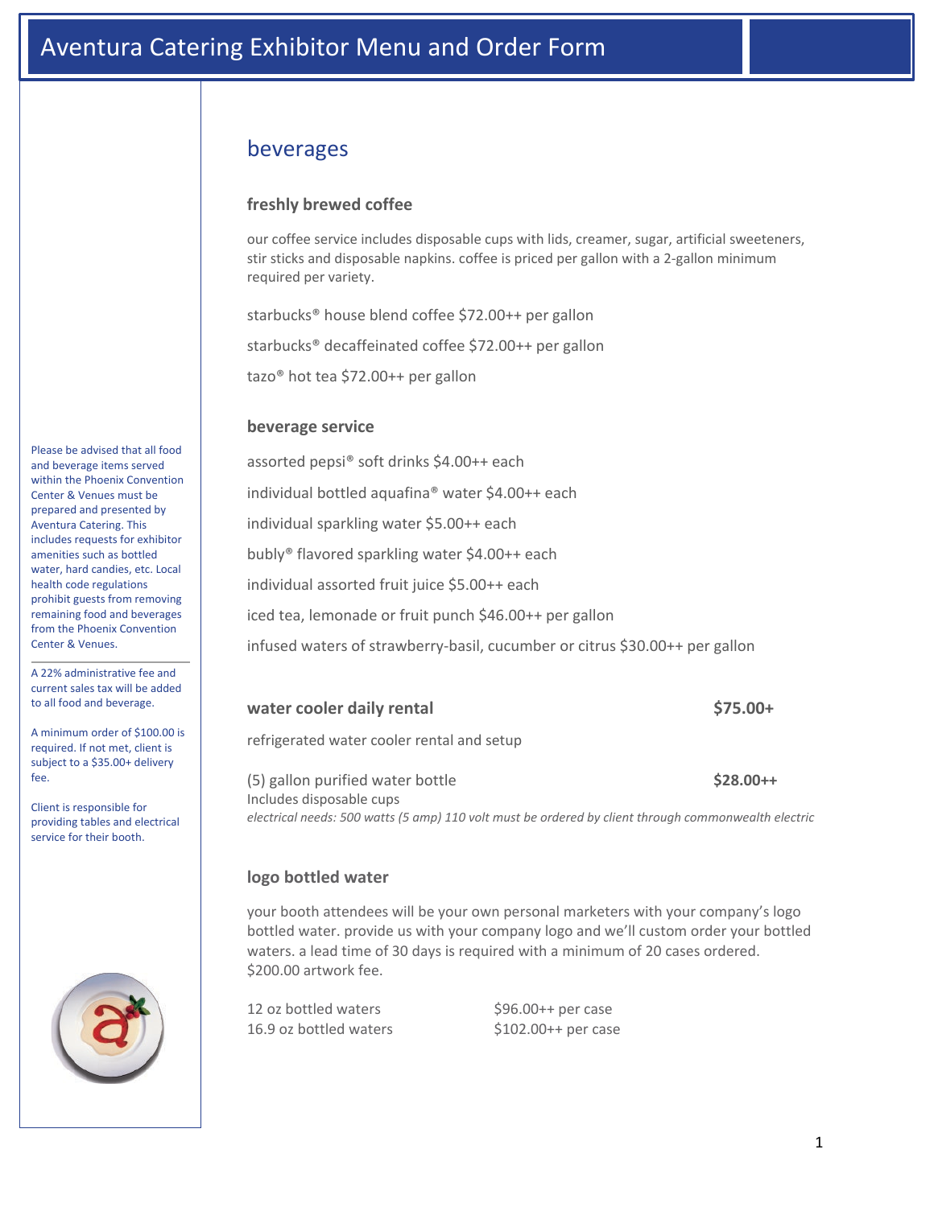# Aventura Catering Exhibitor Menu and Order Form

## beverages

### freshly brewed coffee

our coffee service includes disposable cups with lids, creamer, sugar, artificial sweeteners, stir sticks and disposable napkins. coffee is priced per gallon with a 2-gallon minimum required per variety.

starbucks® house blend coffee $72.00++ per gallon

starbucks® decaffeinated coffee $72.00++ per gallon

tazo® hot tea $72.00++ per gallon

### beverage service

assorted pepsi® soft drinks $4.00++ each

individual bottled aquafina® water $4.00++ each

individual sparkling water $5.00++ each

bubly® flavored sparkling water $4.00++ each

individual assorted fruit juice $5.00++ each

iced tea, lemonade or fruit punch $46.00++ per gallon

infused waters of strawberry-basil, cucumber or citrus $30.00++ per gallon

### water cooler daily rental **$75.00+**

refrigerated water cooler rental and setup

(5) gallon purified water bottle **$28.00++**
Includes disposable cups
*electrical needs: 500 watts (5 amp) 110 volt must be ordered by client through commonwealth electric*

### logo bottled water

your booth attendees will be your own personal marketers with your company's logo bottled water. provide us with your company logo and we'll custom order your bottled waters. a lead time of 30 days is required with a minimum of 20 cases ordered. $200.00 artwork fee.

| | |
|---|---|
| 12 oz bottled waters | $96.00++ per case |
| 16.9 oz bottled waters | $102.00++ per case |

Please be advised that all food and beverage items served within the Phoenix Convention Center & Venues must be prepared and presented by Aventura Catering. This includes requests for exhibitor amenities such as bottled water, hard candies, etc. Local health code regulations prohibit guests from removing remaining food and beverages from the Phoenix Convention Center & Venues.

A 22% administrative fee and current sales tax will be added to all food and beverage.

A minimum order of $100.00 is required. If not met, client is subject to a $35.00+ delivery fee.

Client is responsible for providing tables and electrical service for their booth.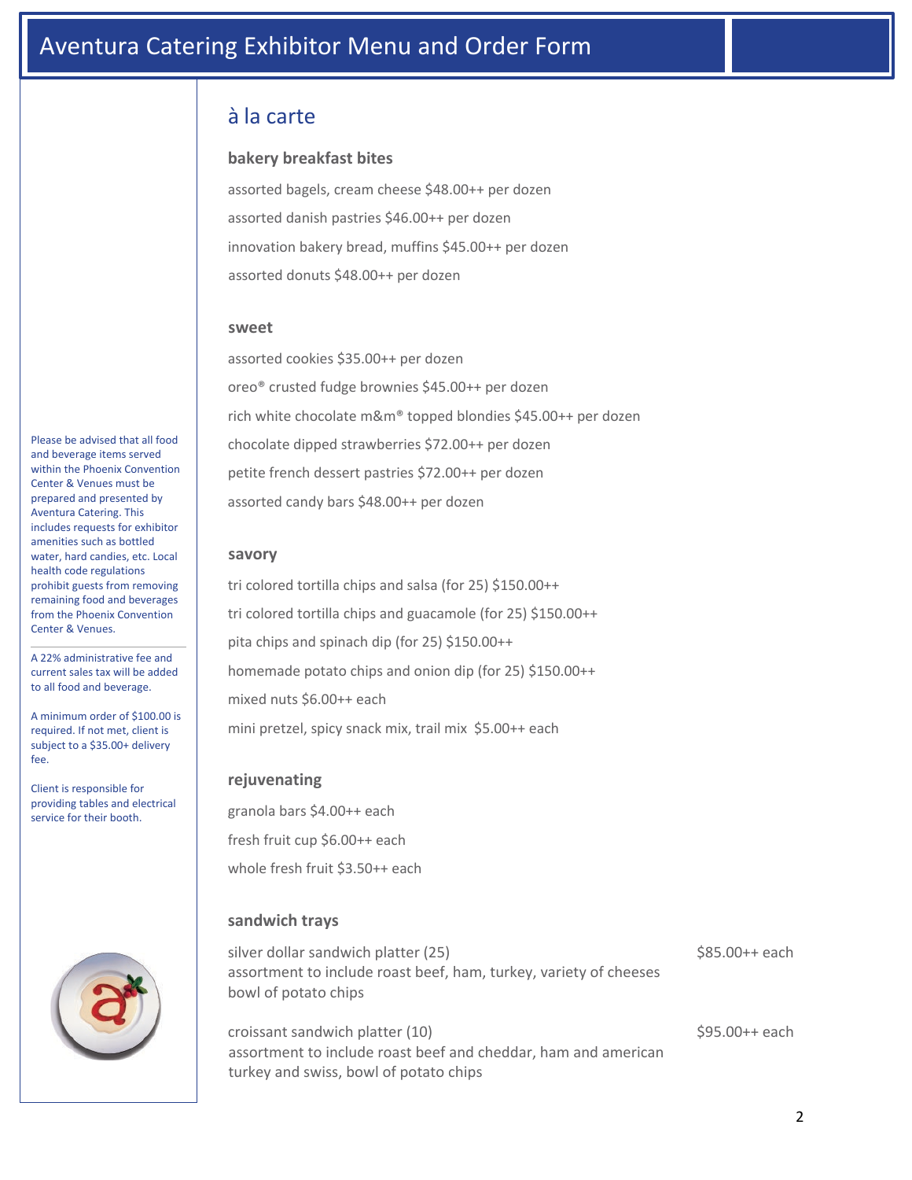# Aventura Catering Exhibitor Menu and Order Form

## à la carte

### bakery breakfast bites

assorted bagels, cream cheese $48.00++ per dozen

assorted danish pastries $46.00++ per dozen

innovation bakery bread, muffins $45.00++ per dozen

assorted donuts $48.00++ per dozen

### sweet

assorted cookies $35.00++ per dozen

oreo® crusted fudge brownies $45.00++ per dozen

rich white chocolate m&m® topped blondies $45.00++ per dozen

chocolate dipped strawberries $72.00++ per dozen

petite french dessert pastries $72.00++ per dozen

assorted candy bars $48.00++ per dozen

### savory

tri colored tortilla chips and salsa (for 25) $150.00++

tri colored tortilla chips and guacamole (for 25) $150.00++

pita chips and spinach dip (for 25) $150.00++

homemade potato chips and onion dip (for 25) $150.00++

mixed nuts $6.00++ each

mini pretzel, spicy snack mix, trail mix $5.00++ each

### rejuvenating

granola bars $4.00++ each

fresh fruit cup $6.00++ each

whole fresh fruit $3.50++ each

### sandwich trays

silver dollar sandwich platter (25) — $85.00++ each
assortment to include roast beef, ham, turkey, variety of cheeses
bowl of potato chips

croissant sandwich platter (10) — $95.00++ each
assortment to include roast beef and cheddar, ham and american
turkey and swiss, bowl of potato chips

---

Please be advised that all food and beverage items served within the Phoenix Convention Center & Venues must be prepared and presented by Aventura Catering. This includes requests for exhibitor amenities such as bottled water, hard candies, etc. Local health code regulations prohibit guests from removing remaining food and beverages from the Phoenix Convention Center & Venues.

A 22% administrative fee and current sales tax will be added to all food and beverage.

A minimum order of $100.00 is required. If not met, client is subject to a $35.00+ delivery fee.

Client is responsible for providing tables and electrical service for their booth.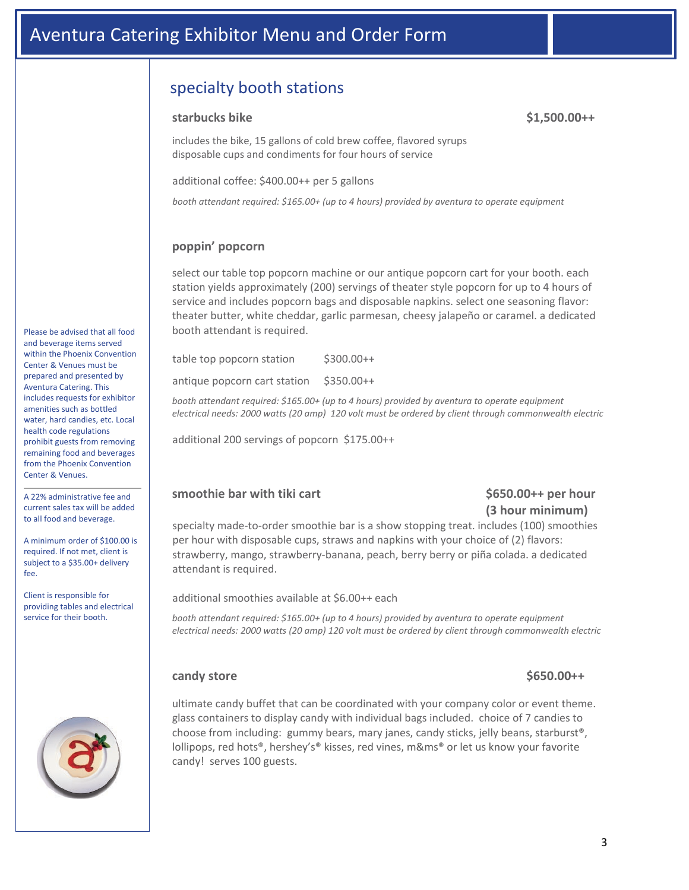# Aventura Catering Exhibitor Menu and Order Form

## specialty booth stations

### starbucks bike — $1,500.00++

includes the bike, 15 gallons of cold brew coffee, flavored syrups disposable cups and condiments for four hours of service

additional coffee: $400.00++ per 5 gallons

*booth attendant required: $165.00+ (up to 4 hours) provided by aventura to operate equipment*

### poppin' popcorn

select our table top popcorn machine or our antique popcorn cart for your booth. each station yields approximately (200) servings of theater style popcorn for up to 4 hours of service and includes popcorn bags and disposable napkins. select one seasoning flavor: theater butter, white cheddar, garlic parmesan, cheesy jalapeño or caramel. a dedicated booth attendant is required.

| | |
|---|---|
| table top popcorn station | $300.00++ |
| antique popcorn cart station | $350.00++ |

*booth attendant required: $165.00+ (up to 4 hours) provided by aventura to operate equipment*
*electrical needs: 2000 watts (20 amp) 120 volt must be ordered by client through commonwealth electric*

additional 200 servings of popcorn $175.00++

### smoothie bar with tiki cart — $650.00++ per hour (3 hour minimum)

specialty made-to-order smoothie bar is a show stopping treat. includes (100) smoothies per hour with disposable cups, straws and napkins with your choice of (2) flavors: strawberry, mango, strawberry-banana, peach, berry berry or piña colada. a dedicated attendant is required.

additional smoothies available at $6.00++ each

*booth attendant required: $165.00+ (up to 4 hours) provided by aventura to operate equipment*
*electrical needs: 2000 watts (20 amp) 120 volt must be ordered by client through commonwealth electric*

### candy store — $650.00++

ultimate candy buffet that can be coordinated with your company color or event theme. glass containers to display candy with individual bags included. choice of 7 candies to choose from including: gummy bears, mary janes, candy sticks, jelly beans, starburst®, lollipops, red hots®, hershey's® kisses, red vines, m&ms® or let us know your favorite candy! serves 100 guests.

---

Please be advised that all food and beverage items served within the Phoenix Convention Center & Venues must be prepared and presented by Aventura Catering. This includes requests for exhibitor amenities such as bottled water, hard candies, etc. Local health code regulations prohibit guests from removing remaining food and beverages from the Phoenix Convention Center & Venues.

A 22% administrative fee and current sales tax will be added to all food and beverage.

A minimum order of $100.00 is required. If not met, client is subject to a $35.00+ delivery fee.

Client is responsible for providing tables and electrical service for their booth.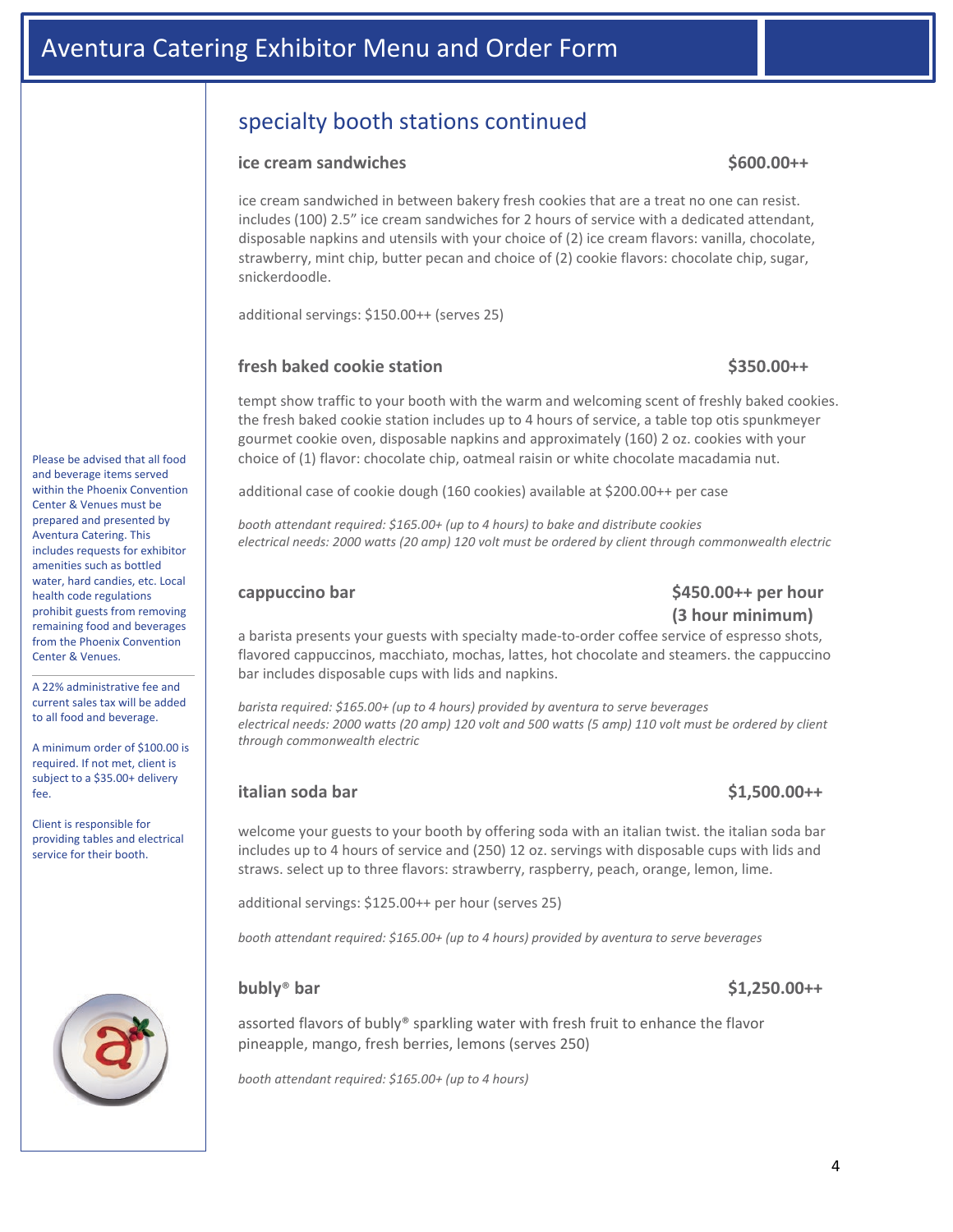# Aventura Catering Exhibitor Menu and Order Form

## specialty booth stations continued

### ice cream sandwiches — $600.00++

ice cream sandwiched in between bakery fresh cookies that are a treat no one can resist. includes (100) 2.5" ice cream sandwiches for 2 hours of service with a dedicated attendant, disposable napkins and utensils with your choice of (2) ice cream flavors: vanilla, chocolate, strawberry, mint chip, butter pecan and choice of (2) cookie flavors: chocolate chip, sugar, snickerdoodle.

additional servings: $150.00++ (serves 25)

### fresh baked cookie station — $350.00++

tempt show traffic to your booth with the warm and welcoming scent of freshly baked cookies. the fresh baked cookie station includes up to 4 hours of service, a table top otis spunkmeyer gourmet cookie oven, disposable napkins and approximately (160) 2 oz. cookies with your choice of (1) flavor: chocolate chip, oatmeal raisin or white chocolate macadamia nut.

additional case of cookie dough (160 cookies) available at $200.00++ per case

*booth attendant required: $165.00+ (up to 4 hours) to bake and distribute cookies*
*electrical needs: 2000 watts (20 amp) 120 volt must be ordered by client through commonwealth electric*

### cappuccino bar — $450.00++ per hour (3 hour minimum)

a barista presents your guests with specialty made-to-order coffee service of espresso shots, flavored cappuccinos, macchiato, mochas, lattes, hot chocolate and steamers. the cappuccino bar includes disposable cups with lids and napkins.

*barista required: $165.00+ (up to 4 hours) provided by aventura to serve beverages*
*electrical needs: 2000 watts (20 amp) 120 volt and 500 watts (5 amp) 110 volt must be ordered by client through commonwealth electric*

### italian soda bar — $1,500.00++

welcome your guests to your booth by offering soda with an italian twist. the italian soda bar includes up to 4 hours of service and (250) 12 oz. servings with disposable cups with lids and straws. select up to three flavors: strawberry, raspberry, peach, orange, lemon, lime.

additional servings: $125.00++ per hour (serves 25)

*booth attendant required: $165.00+ (up to 4 hours) provided by aventura to serve beverages*

### bubly® bar — $1,250.00++

assorted flavors of bubly® sparkling water with fresh fruit to enhance the flavor pineapple, mango, fresh berries, lemons (serves 250)

*booth attendant required: $165.00+ (up to 4 hours)*

---

Please be advised that all food and beverage items served within the Phoenix Convention Center & Venues must be prepared and presented by Aventura Catering. This includes requests for exhibitor amenities such as bottled water, hard candies, etc. Local health code regulations prohibit guests from removing remaining food and beverages from the Phoenix Convention Center & Venues.

A 22% administrative fee and current sales tax will be added to all food and beverage.

A minimum order of $100.00 is required. If not met, client is subject to a $35.00+ delivery fee.

Client is responsible for providing tables and electrical service for their booth.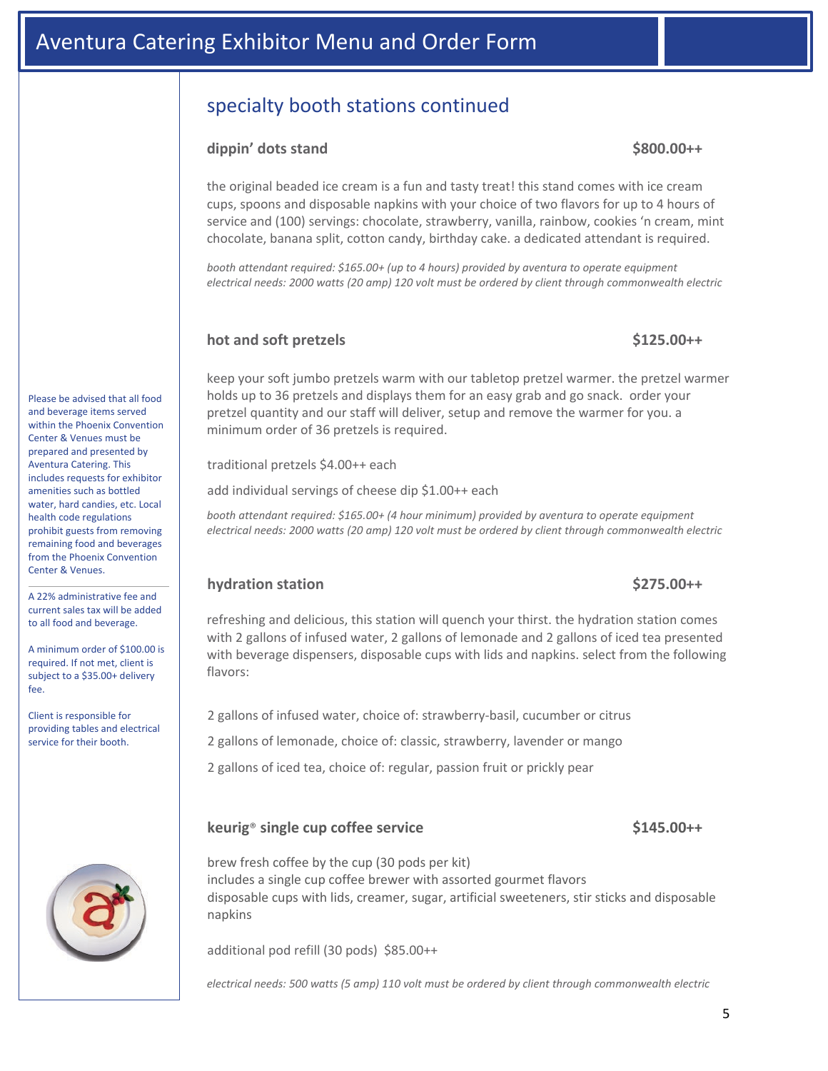# Aventura Catering Exhibitor Menu and Order Form

## specialty booth stations continued

### dippin' dots stand — $800.00++

the original beaded ice cream is a fun and tasty treat! this stand comes with ice cream cups, spoons and disposable napkins with your choice of two flavors for up to 4 hours of service and (100) servings: chocolate, strawberry, vanilla, rainbow, cookies 'n cream, mint chocolate, banana split, cotton candy, birthday cake. a dedicated attendant is required.

*booth attendant required: $165.00+ (up to 4 hours) provided by aventura to operate equipment*
*electrical needs: 2000 watts (20 amp) 120 volt must be ordered by client through commonwealth electric*

### hot and soft pretzels — $125.00++

keep your soft jumbo pretzels warm with our tabletop pretzel warmer. the pretzel warmer holds up to 36 pretzels and displays them for an easy grab and go snack. order your pretzel quantity and our staff will deliver, setup and remove the warmer for you. a minimum order of 36 pretzels is required.

traditional pretzels $4.00++ each

add individual servings of cheese dip $1.00++ each

*booth attendant required: $165.00+ (4 hour minimum) provided by aventura to operate equipment*
*electrical needs: 2000 watts (20 amp) 120 volt must be ordered by client through commonwealth electric*

### hydration station — $275.00++

refreshing and delicious, this station will quench your thirst. the hydration station comes with 2 gallons of infused water, 2 gallons of lemonade and 2 gallons of iced tea presented with beverage dispensers, disposable cups with lids and napkins. select from the following flavors:

2 gallons of infused water, choice of: strawberry-basil, cucumber or citrus

2 gallons of lemonade, choice of: classic, strawberry, lavender or mango

2 gallons of iced tea, choice of: regular, passion fruit or prickly pear

### keurig® single cup coffee service — $145.00++

brew fresh coffee by the cup (30 pods per kit)
includes a single cup coffee brewer with assorted gourmet flavors
disposable cups with lids, creamer, sugar, artificial sweeteners, stir sticks and disposable napkins

additional pod refill (30 pods) $85.00++

*electrical needs: 500 watts (5 amp) 110 volt must be ordered by client through commonwealth electric*

---

Please be advised that all food and beverage items served within the Phoenix Convention Center & Venues must be prepared and presented by Aventura Catering. This includes requests for exhibitor amenities such as bottled water, hard candies, etc. Local health code regulations prohibit guests from removing remaining food and beverages from the Phoenix Convention Center & Venues.

A 22% administrative fee and current sales tax will be added to all food and beverage.

A minimum order of $100.00 is required. If not met, client is subject to a $35.00+ delivery fee.

Client is responsible for providing tables and electrical service for their booth.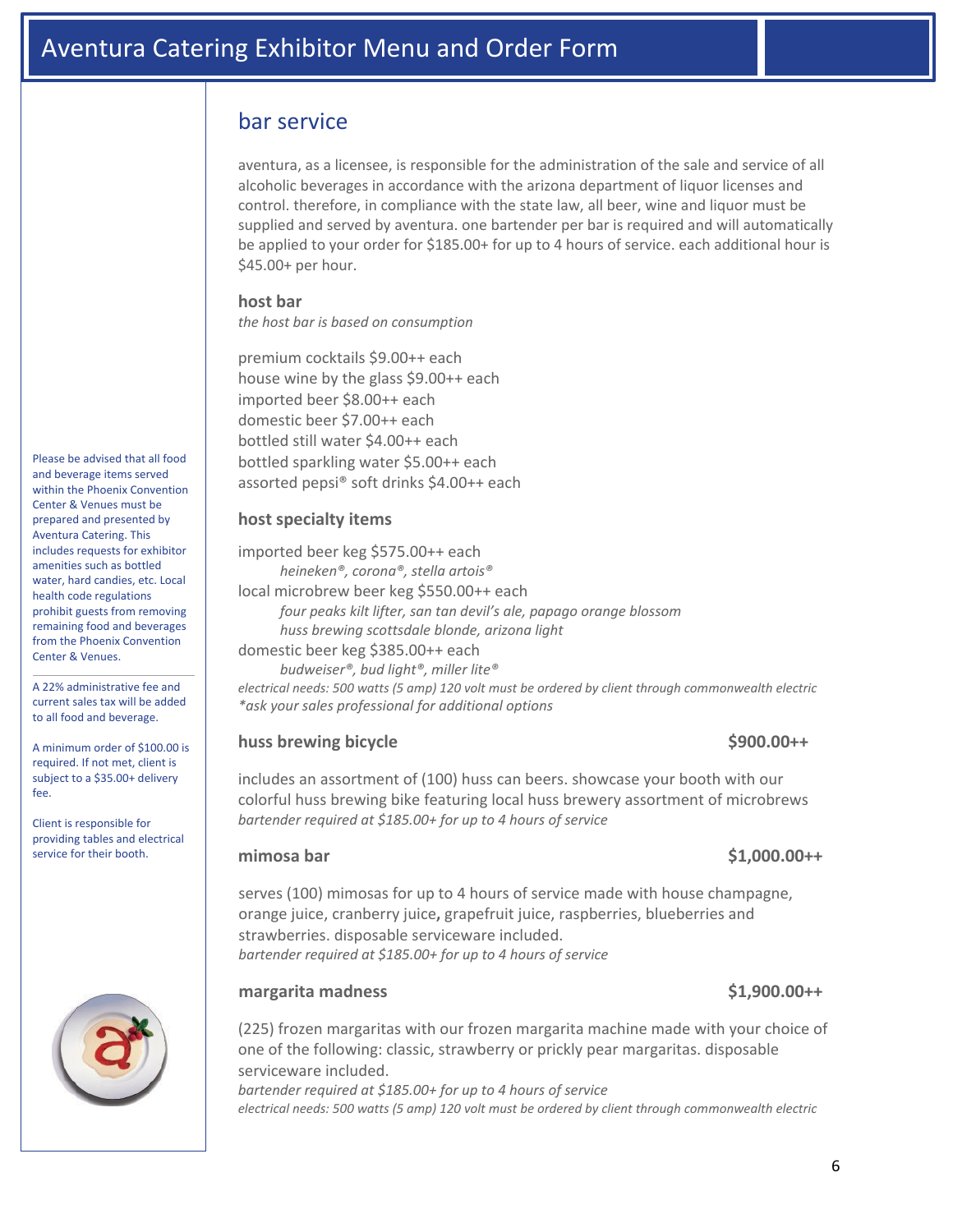# Aventura Catering Exhibitor Menu and Order Form

## bar service

aventura, as a licensee, is responsible for the administration of the sale and service of all alcoholic beverages in accordance with the arizona department of liquor licenses and control. therefore, in compliance with the state law, all beer, wine and liquor must be supplied and served by aventura. one bartender per bar is required and will automatically be applied to your order for $185.00+ for up to 4 hours of service. each additional hour is $45.00+ per hour.

### host bar

*the host bar is based on consumption*

premium cocktails $9.00++ each
house wine by the glass $9.00++ each
imported beer $8.00++ each
domestic beer $7.00++ each
bottled still water $4.00++ each
bottled sparkling water $5.00++ each
assorted pepsi® soft drinks $4.00++ each

### host specialty items

imported beer keg $575.00++ each
*heineken®, corona®, stella artois®*
local microbrew beer keg $550.00++ each
*four peaks kilt lifter, san tan devil's ale, papago orange blossom*
*huss brewing scottsdale blonde, arizona light*
domestic beer keg $385.00++ each
*budweiser®, bud light®, miller lite®*
*electrical needs: 500 watts (5 amp) 120 volt must be ordered by client through commonwealth electric*
*\*ask your sales professional for additional options*

### huss brewing bicycle — $900.00++

includes an assortment of (100) huss can beers. showcase your booth with our colorful huss brewing bike featuring local huss brewery assortment of microbrews
*bartender required at $185.00+ for up to 4 hours of service*

### mimosa bar — $1,000.00++

serves (100) mimosas for up to 4 hours of service made with house champagne, orange juice, cranberry juice, grapefruit juice, raspberries, blueberries and strawberries. disposable serviceware included.
*bartender required at $185.00+ for up to 4 hours of service*

### margarita madness — $1,900.00++

(225) frozen margaritas with our frozen margarita machine made with your choice of one of the following: classic, strawberry or prickly pear margaritas. disposable serviceware included.
*bartender required at $185.00+ for up to 4 hours of service*
*electrical needs: 500 watts (5 amp) 120 volt must be ordered by client through commonwealth electric*

---

Please be advised that all food and beverage items served within the Phoenix Convention Center & Venues must be prepared and presented by Aventura Catering. This includes requests for exhibitor amenities such as bottled water, hard candies, etc. Local health code regulations prohibit guests from removing remaining food and beverages from the Phoenix Convention Center & Venues.

A 22% administrative fee and current sales tax will be added to all food and beverage.

A minimum order of $100.00 is required. If not met, client is subject to a $35.00+ delivery fee.

Client is responsible for providing tables and electrical service for their booth.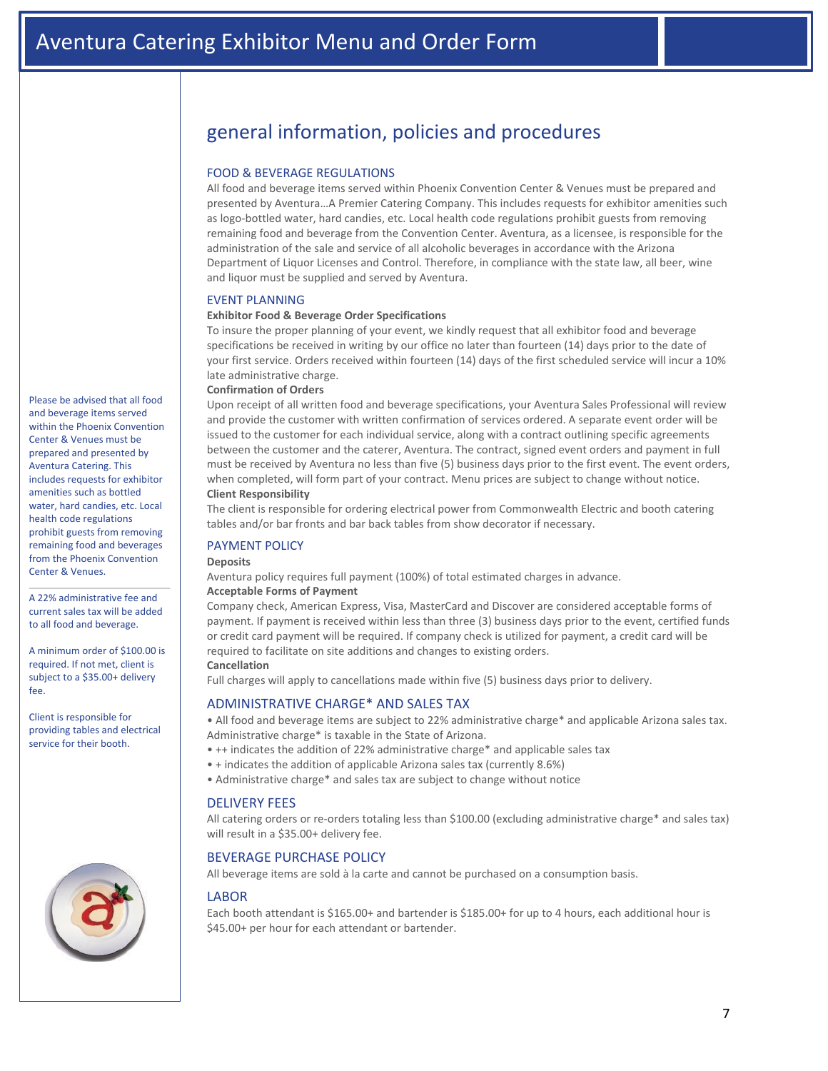# Aventura Catering Exhibitor Menu and Order Form

Please be advised that all food and beverage items served within the Phoenix Convention Center & Venues must be prepared and presented by Aventura Catering. This includes requests for exhibitor amenities such as bottled water, hard candies, etc. Local health code regulations prohibit guests from removing remaining food and beverages from the Phoenix Convention Center & Venues.

A 22% administrative fee and current sales tax will be added to all food and beverage.

A minimum order of $100.00 is required. If not met, client is subject to a $35.00+ delivery fee.

Client is responsible for providing tables and electrical service for their booth.

## general information, policies and procedures

### FOOD & BEVERAGE REGULATIONS

All food and beverage items served within Phoenix Convention Center & Venues must be prepared and presented by Aventura…A Premier Catering Company. This includes requests for exhibitor amenities such as logo-bottled water, hard candies, etc. Local health code regulations prohibit guests from removing remaining food and beverage from the Convention Center. Aventura, as a licensee, is responsible for the administration of the sale and service of all alcoholic beverages in accordance with the Arizona Department of Liquor Licenses and Control. Therefore, in compliance with the state law, all beer, wine and liquor must be supplied and served by Aventura.

### EVENT PLANNING

**Exhibitor Food & Beverage Order Specifications**

To insure the proper planning of your event, we kindly request that all exhibitor food and beverage specifications be received in writing by our office no later than fourteen (14) days prior to the date of your first service. Orders received within fourteen (14) days of the first scheduled service will incur a 10% late administrative charge.

**Confirmation of Orders**

Upon receipt of all written food and beverage specifications, your Aventura Sales Professional will review and provide the customer with written confirmation of services ordered. A separate event order will be issued to the customer for each individual service, along with a contract outlining specific agreements between the customer and the caterer, Aventura. The contract, signed event orders and payment in full must be received by Aventura no less than five (5) business days prior to the first event. The event orders, when completed, will form part of your contract. Menu prices are subject to change without notice.

**Client Responsibility**

The client is responsible for ordering electrical power from Commonwealth Electric and booth catering tables and/or bar fronts and bar back tables from show decorator if necessary.

### PAYMENT POLICY

**Deposits**

Aventura policy requires full payment (100%) of total estimated charges in advance.

**Acceptable Forms of Payment**

Company check, American Express, Visa, MasterCard and Discover are considered acceptable forms of payment. If payment is received within less than three (3) business days prior to the event, certified funds or credit card payment will be required. If company check is utilized for payment, a credit card will be required to facilitate on site additions and changes to existing orders.

**Cancellation**

Full charges will apply to cancellations made within five (5) business days prior to delivery.

### ADMINISTRATIVE CHARGE* AND SALES TAX

- All food and beverage items are subject to 22% administrative charge* and applicable Arizona sales tax. Administrative charge* is taxable in the State of Arizona.
- ++ indicates the addition of 22% administrative charge* and applicable sales tax
- + indicates the addition of applicable Arizona sales tax (currently 8.6%)
- Administrative charge* and sales tax are subject to change without notice

### DELIVERY FEES

All catering orders or re-orders totaling less than $100.00 (excluding administrative charge* and sales tax) will result in a $35.00+ delivery fee.

### BEVERAGE PURCHASE POLICY

All beverage items are sold à la carte and cannot be purchased on a consumption basis.

### LABOR

Each booth attendant is $165.00+ and bartender is $185.00+ for up to 4 hours, each additional hour is $45.00+ per hour for each attendant or bartender.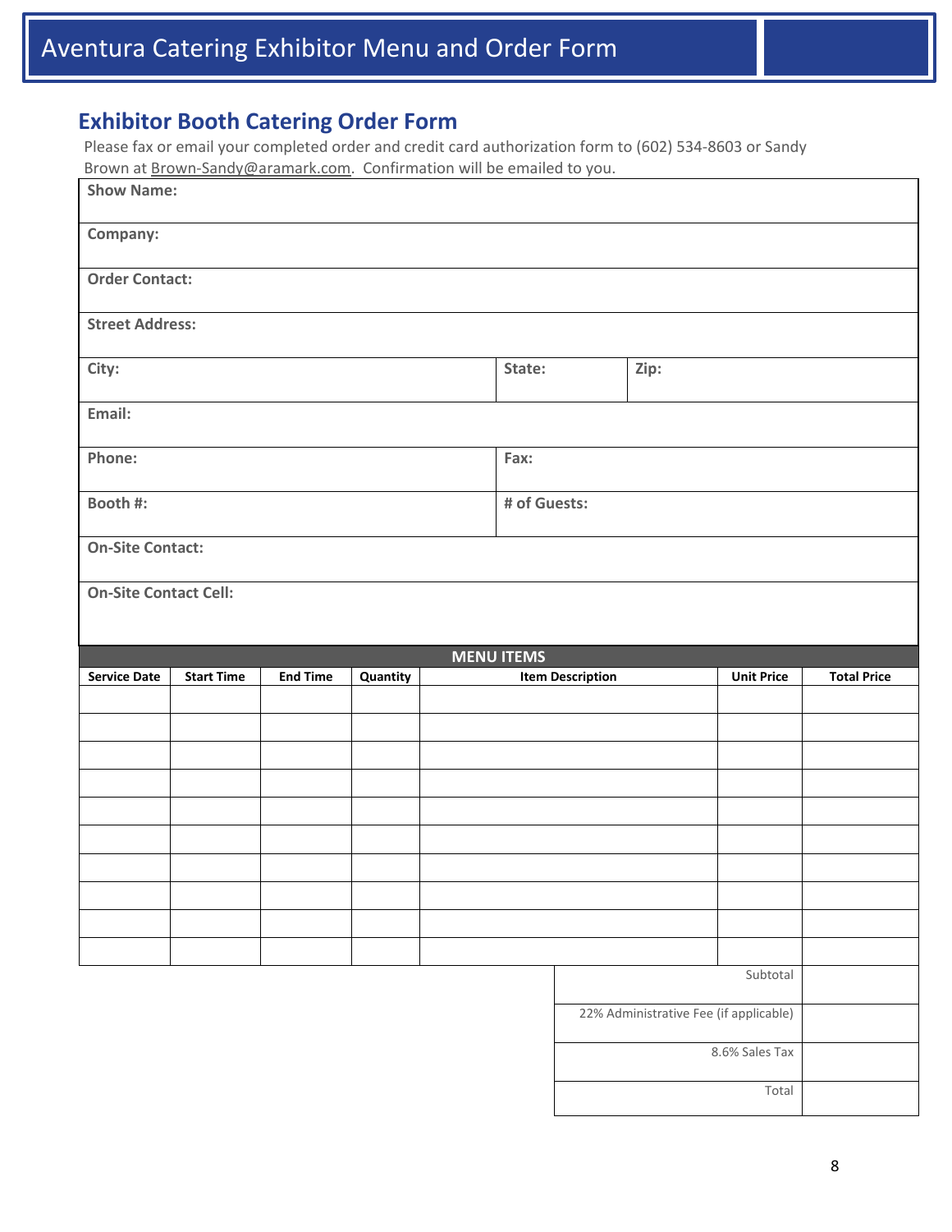# Aventura Catering Exhibitor Menu and Order Form

## Exhibitor Booth Catering Order Form

Please fax or email your completed order and credit card authorization form to (602) 534-8603 or Sandy Brown at Brown-Sandy@aramark.com. Confirmation will be emailed to you.

| | | |
|---|---|---|
| **Show Name:** | | |
| **Company:** | | |
| **Order Contact:** | | |
| **Street Address:** | | |
| **City:** | **State:** | **Zip:** |
| **Email:** | | |
| **Phone:** | **Fax:** | |
| **Booth #:** | **# of Guests:** | |
| **On-Site Contact:** | | |
| **On-Site Contact Cell:** | | |

**MENU ITEMS**

| Service Date | Start Time | End Time | Quantity | Item Description | Unit Price | Total Price |
|---|---|---|---|---|---|---|
| | | | | | | |
| | | | | | | |
| | | | | | | |
| | | | | | | |
| | | | | | | |
| | | | | | | |
| | | | | | | |
| | | | | | | |
| | | | | | | |
| | | | | | | |

| | |
|---|---|
| Subtotal | |
| 22% Administrative Fee (if applicable) | |
| 8.6% Sales Tax | |
| Total | |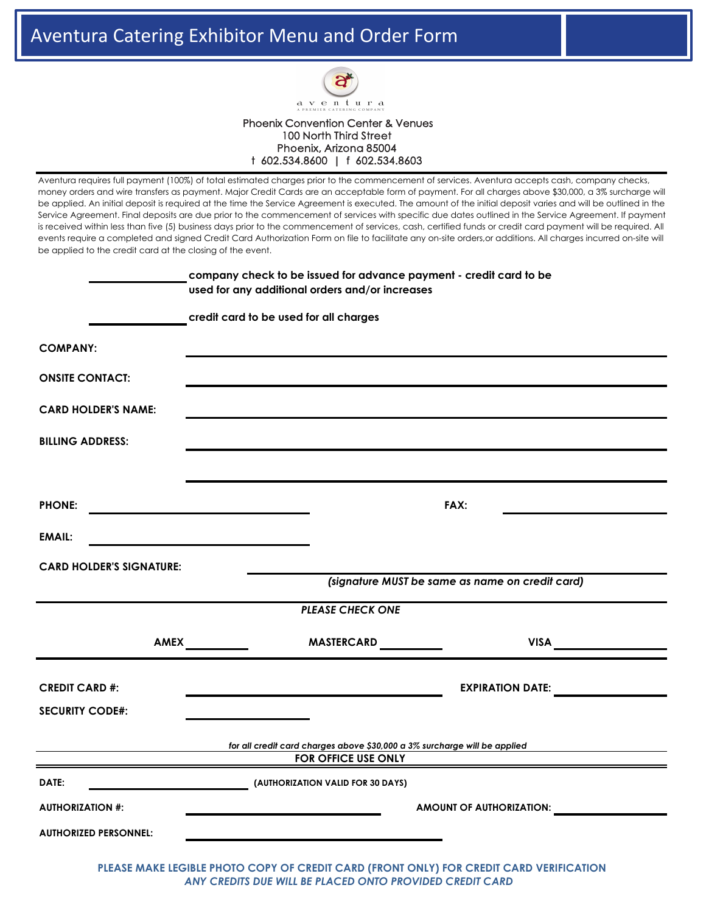# Aventura Catering Exhibitor Menu and Order Form

aventura
A PREMIER CATERING COMPANY

Phoenix Convention Center & Venues
100 North Third Street
Phoenix, Arizona 85004
t 602.534.8600 | f 602.534.8603

Aventura requires full payment (100%) of total estimated charges prior to the commencement of services. Aventura accepts cash, company checks, money orders and wire transfers as payment. Major Credit Cards are an acceptable form of payment. For all charges above $30,000, a 3% surcharge will be applied. An initial deposit is required at the time the Service Agreement is executed. The amount of the initial deposit varies and will be outlined in the Service Agreement. Final deposits are due prior to the commencement of services with specific due dates outlined in the Service Agreement. If payment is received within less than five (5) business days prior to the commencement of services, cash, certified funds or credit card payment will be required. All events require a completed and signed Credit Card Authorization Form on file to facilitate any on-site orders,or additions. All charges incurred on-site will be applied to the credit card at the closing of the event.

_______________ **company check to be issued for advance payment - credit card to be used for any additional orders and/or increases**

_______________ **credit card to be used for all charges**

**COMPANY:** _______________________________

**ONSITE CONTACT:** _______________________________

**CARD HOLDER'S NAME:** _______________________________

**BILLING ADDRESS:** _______________________________

_______________________________

**PHONE:** _______________ **FAX:** _______________

**EMAIL:** _______________

**CARD HOLDER'S SIGNATURE:** _______________________________

***(signature MUST be same as name on credit card)***

***PLEASE CHECK ONE***

**AMEX** __________ **MASTERCARD** __________ **VISA** __________

**CREDIT CARD #:** _______________ **EXPIRATION DATE:** _______________

**SECURITY CODE#:** _______________

***for all credit card charges above $30,000 a 3% surcharge will be applied***

**FOR OFFICE USE ONLY**

**DATE:** _______________ **(AUTHORIZATION VALID FOR 30 DAYS)**

**AUTHORIZATION #:** _______________ **AMOUNT OF AUTHORIZATION:** _______________

**AUTHORIZED PERSONNEL:** _______________

**PLEASE MAKE LEGIBLE PHOTO COPY OF CREDIT CARD (FRONT ONLY) FOR CREDIT CARD VERIFICATION**

***ANY CREDITS DUE WILL BE PLACED ONTO PROVIDED CREDIT CARD***